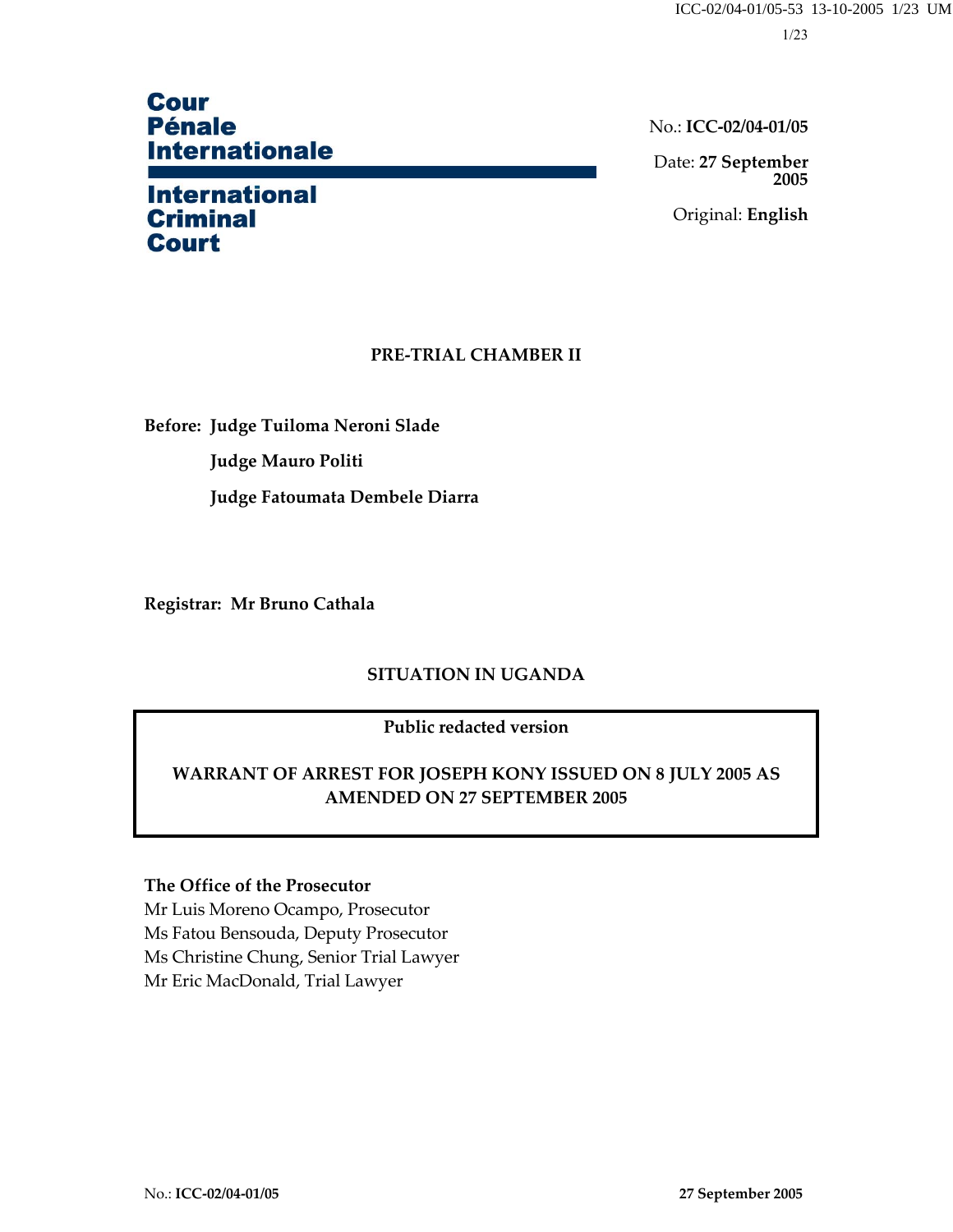**Cour Pénale Internationale**

**International Criminal Court**

No.: **ICC-02/04-01/05**

Date: **27 September 2005**

Original: **English**

**PRE-TRIAL CHAMBER II**

**Before: Judge Tuiloma Neroni Slade**

**Judge Mauro Politi**

**Judge Fatoumata Dembele Diarra**

**Registrar: Mr Bruno Cathala**

**SITUATION IN UGANDA**

**Public redacted version**

**WARRANT OF ARREST FOR JOSEPH KONY ISSUED ON 8 JULY 2005 AS AMENDED ON 27 SEPTEMBER 2005**

**The Office of the Prosecutor**
Mr Luis Moreno Ocampo, Prosecutor
Ms Fatou Bensouda, Deputy Prosecutor
Ms Christine Chung, Senior Trial Lawyer
Mr Eric MacDonald, Trial Lawyer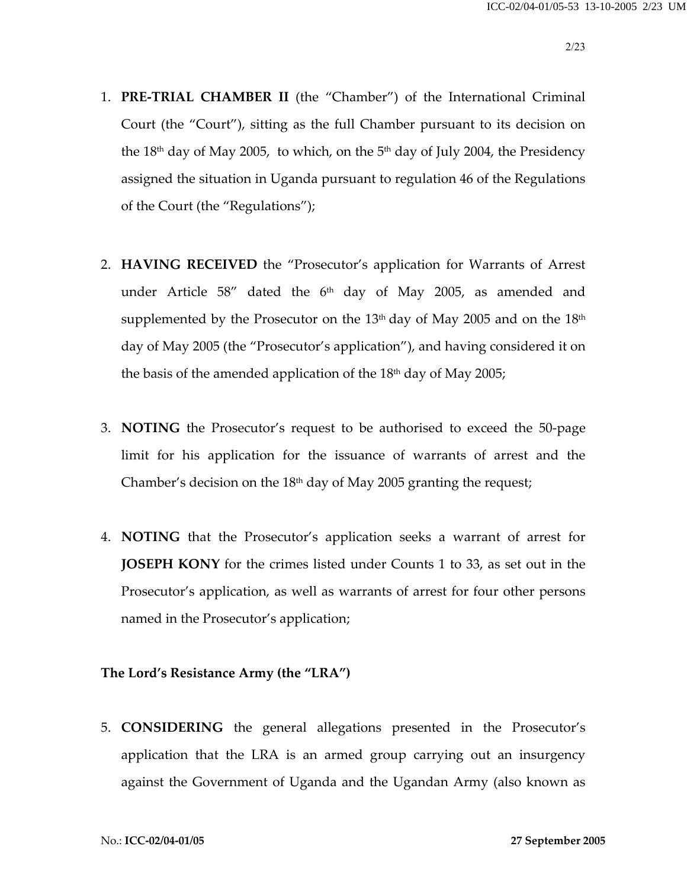1. **PRE-TRIAL CHAMBER II** (the "Chamber") of the International Criminal Court (the "Court"), sitting as the full Chamber pursuant to its decision on the 18th day of May 2005, to which, on the 5th day of July 2004, the Presidency assigned the situation in Uganda pursuant to regulation 46 of the Regulations of the Court (the "Regulations");

2. **HAVING RECEIVED** the "Prosecutor's application for Warrants of Arrest under Article 58" dated the 6th day of May 2005, as amended and supplemented by the Prosecutor on the 13th day of May 2005 and on the 18th day of May 2005 (the "Prosecutor's application"), and having considered it on the basis of the amended application of the 18th day of May 2005;

3. **NOTING** the Prosecutor's request to be authorised to exceed the 50-page limit for his application for the issuance of warrants of arrest and the Chamber's decision on the 18th day of May 2005 granting the request;

4. **NOTING** that the Prosecutor's application seeks a warrant of arrest for **JOSEPH KONY** for the crimes listed under Counts 1 to 33, as set out in the Prosecutor's application, as well as warrants of arrest for four other persons named in the Prosecutor's application;

**The Lord's Resistance Army (the "LRA")**

5. **CONSIDERING** the general allegations presented in the Prosecutor's application that the LRA is an armed group carrying out an insurgency against the Government of Uganda and the Ugandan Army (also known as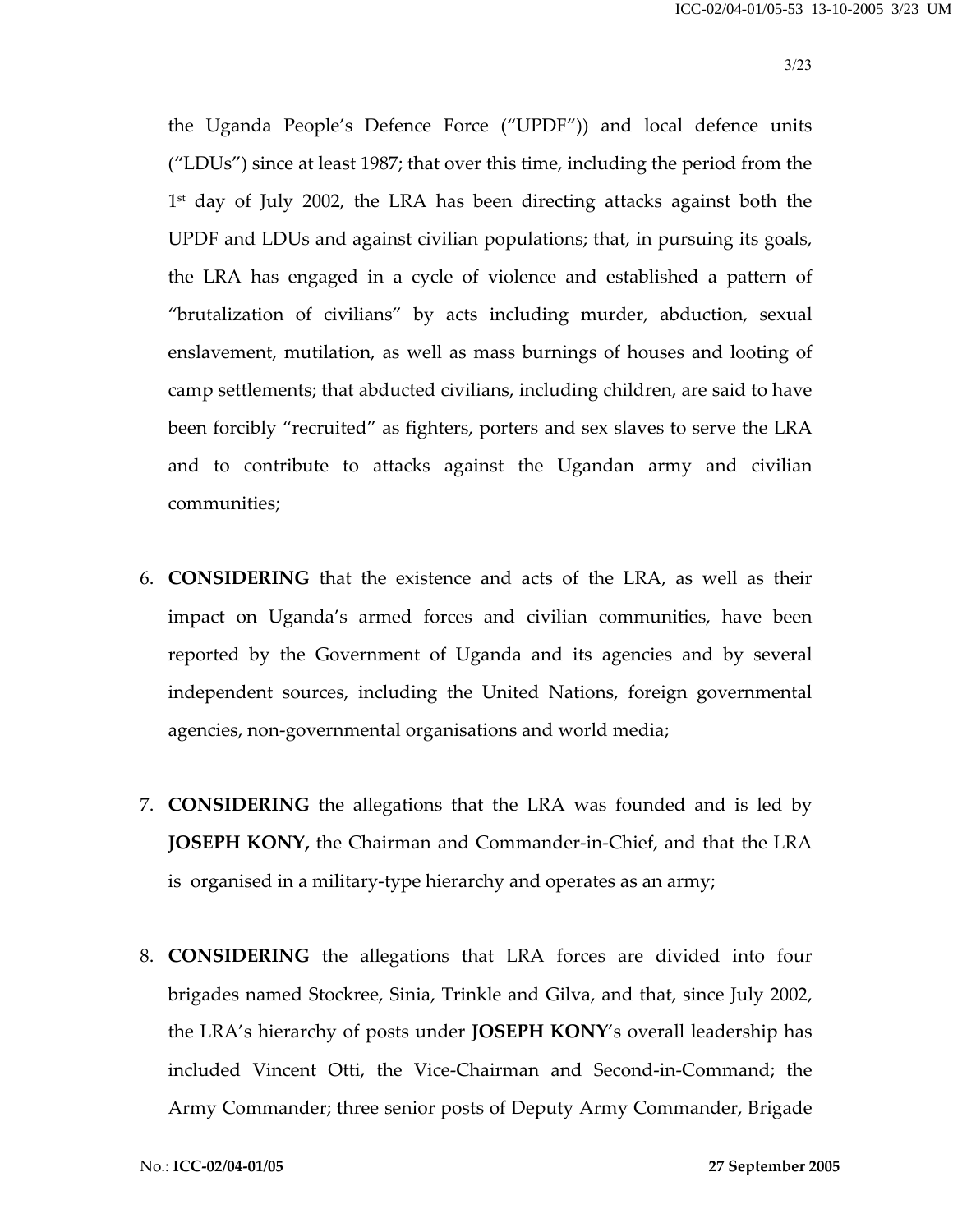the Uganda People's Defence Force ("UPDF")) and local defence units ("LDUs") since at least 1987; that over this time, including the period from the 1st day of July 2002, the LRA has been directing attacks against both the UPDF and LDUs and against civilian populations; that, in pursuing its goals, the LRA has engaged in a cycle of violence and established a pattern of "brutalization of civilians" by acts including murder, abduction, sexual enslavement, mutilation, as well as mass burnings of houses and looting of camp settlements; that abducted civilians, including children, are said to have been forcibly "recruited" as fighters, porters and sex slaves to serve the LRA and to contribute to attacks against the Ugandan army and civilian communities;

6. **CONSIDERING** that the existence and acts of the LRA, as well as their impact on Uganda's armed forces and civilian communities, have been reported by the Government of Uganda and its agencies and by several independent sources, including the United Nations, foreign governmental agencies, non-governmental organisations and world media;

7. **CONSIDERING** the allegations that the LRA was founded and is led by **JOSEPH KONY,** the Chairman and Commander-in-Chief, and that the LRA is organised in a military-type hierarchy and operates as an army;

8. **CONSIDERING** the allegations that LRA forces are divided into four brigades named Stockree, Sinia, Trinkle and Gilva, and that, since July 2002, the LRA's hierarchy of posts under **JOSEPH KONY**'s overall leadership has included Vincent Otti, the Vice-Chairman and Second-in-Command; the Army Commander; three senior posts of Deputy Army Commander, Brigade

No.: **ICC-02/04-01/05** **27 September 2005**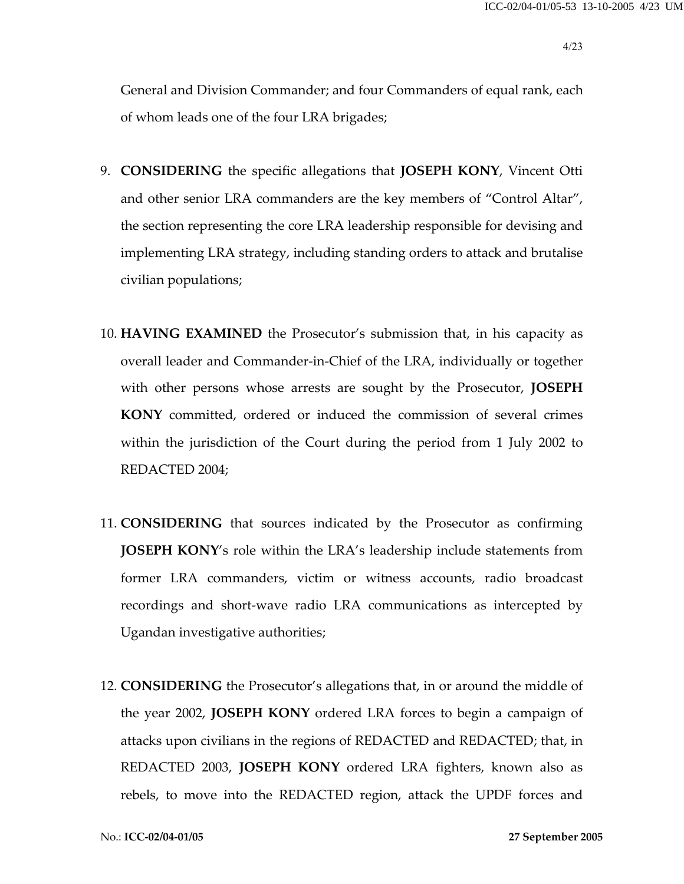General and Division Commander; and four Commanders of equal rank, each of whom leads one of the four LRA brigades;

9. **CONSIDERING** the specific allegations that **JOSEPH KONY**, Vincent Otti and other senior LRA commanders are the key members of “Control Altar”, the section representing the core LRA leadership responsible for devising and implementing LRA strategy, including standing orders to attack and brutalise civilian populations;

10. **HAVING EXAMINED** the Prosecutor’s submission that, in his capacity as overall leader and Commander-in-Chief of the LRA, individually or together with other persons whose arrests are sought by the Prosecutor, **JOSEPH KONY** committed, ordered or induced the commission of several crimes within the jurisdiction of the Court during the period from 1 July 2002 to REDACTED 2004;

11. **CONSIDERING** that sources indicated by the Prosecutor as confirming **JOSEPH KONY**’s role within the LRA’s leadership include statements from former LRA commanders, victim or witness accounts, radio broadcast recordings and short-wave radio LRA communications as intercepted by Ugandan investigative authorities;

12. **CONSIDERING** the Prosecutor’s allegations that, in or around the middle of the year 2002, **JOSEPH KONY** ordered LRA forces to begin a campaign of attacks upon civilians in the regions of REDACTED and REDACTED; that, in REDACTED 2003, **JOSEPH KONY** ordered LRA fighters, known also as rebels, to move into the REDACTED region, attack the UPDF forces and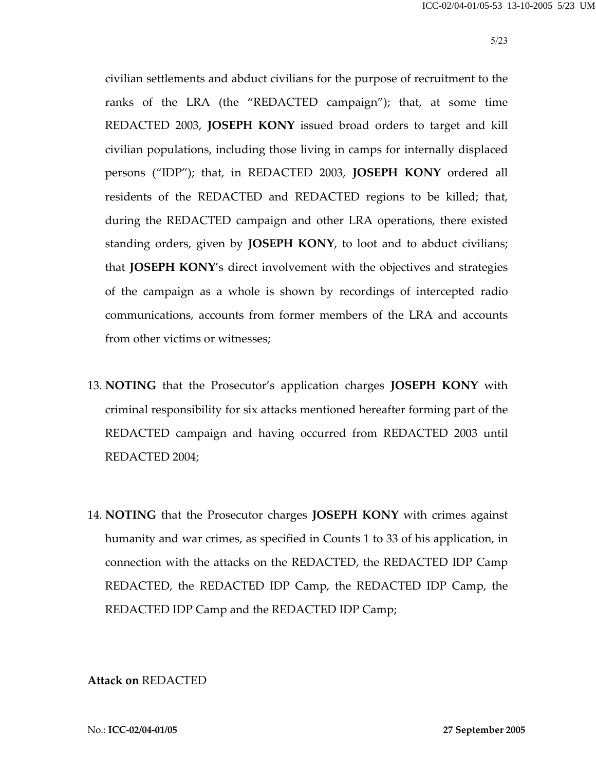civilian settlements and abduct civilians for the purpose of recruitment to the ranks of the LRA (the "REDACTED campaign"); that, at some time REDACTED 2003, **JOSEPH KONY** issued broad orders to target and kill civilian populations, including those living in camps for internally displaced persons ("IDP"); that, in REDACTED 2003, **JOSEPH KONY** ordered all residents of the REDACTED and REDACTED regions to be killed; that, during the REDACTED campaign and other LRA operations, there existed standing orders, given by **JOSEPH KONY**, to loot and to abduct civilians; that **JOSEPH KONY**'s direct involvement with the objectives and strategies of the campaign as a whole is shown by recordings of intercepted radio communications, accounts from former members of the LRA and accounts from other victims or witnesses;

13. **NOTING** that the Prosecutor's application charges **JOSEPH KONY** with criminal responsibility for six attacks mentioned hereafter forming part of the REDACTED campaign and having occurred from REDACTED 2003 until REDACTED 2004;

14. **NOTING** that the Prosecutor charges **JOSEPH KONY** with crimes against humanity and war crimes, as specified in Counts 1 to 33 of his application, in connection with the attacks on the REDACTED, the REDACTED IDP Camp REDACTED, the REDACTED IDP Camp, the REDACTED IDP Camp, the REDACTED IDP Camp and the REDACTED IDP Camp;

**Attack on** REDACTED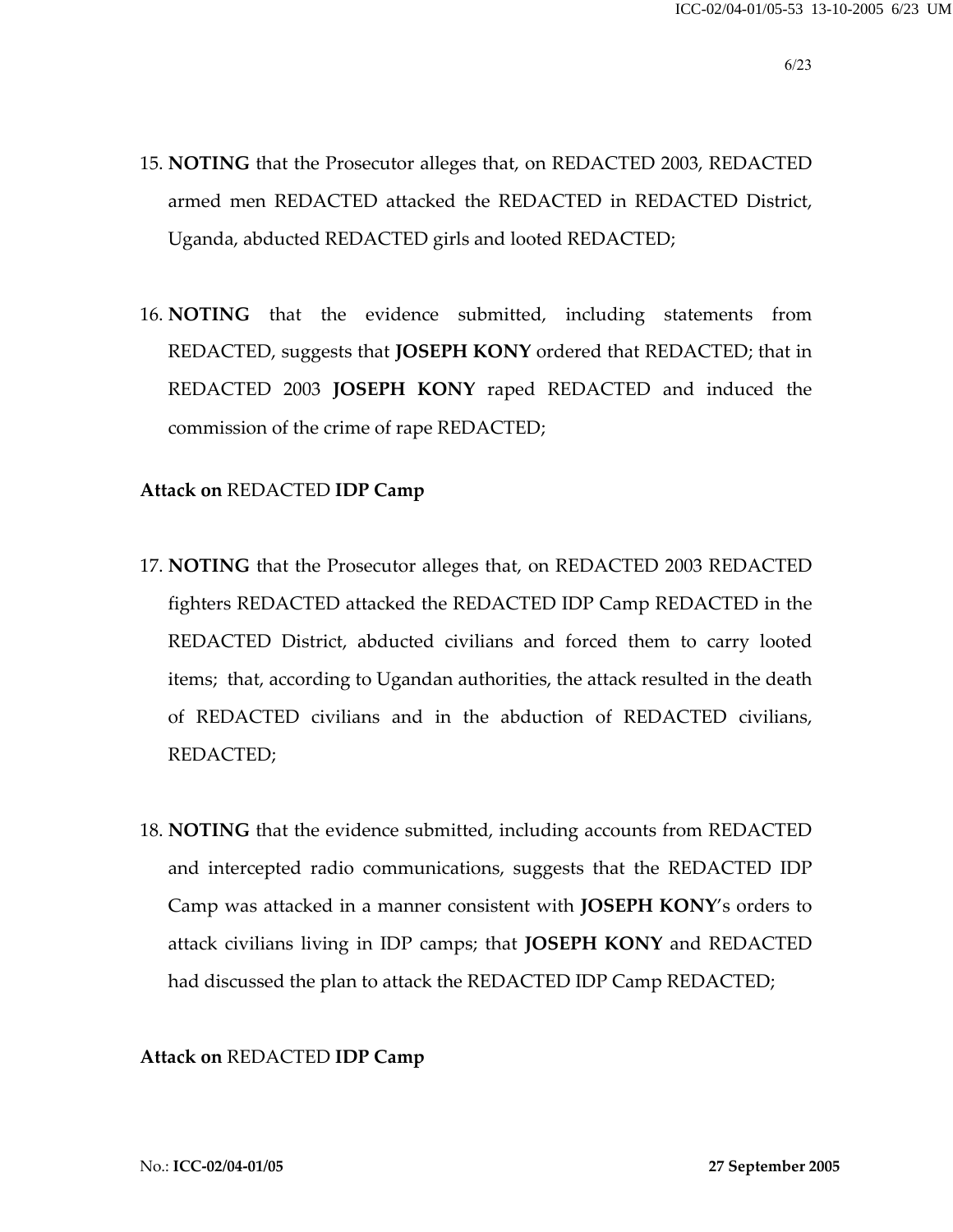15. **NOTING** that the Prosecutor alleges that, on REDACTED 2003, REDACTED armed men REDACTED attacked the REDACTED in REDACTED District, Uganda, abducted REDACTED girls and looted REDACTED;

16. **NOTING** that the evidence submitted, including statements from REDACTED, suggests that **JOSEPH KONY** ordered that REDACTED; that in REDACTED 2003 **JOSEPH KONY** raped REDACTED and induced the commission of the crime of rape REDACTED;

**Attack on** REDACTED **IDP Camp**

17. **NOTING** that the Prosecutor alleges that, on REDACTED 2003 REDACTED fighters REDACTED attacked the REDACTED IDP Camp REDACTED in the REDACTED District, abducted civilians and forced them to carry looted items; that, according to Ugandan authorities, the attack resulted in the death of REDACTED civilians and in the abduction of REDACTED civilians, REDACTED;

18. **NOTING** that the evidence submitted, including accounts from REDACTED and intercepted radio communications, suggests that the REDACTED IDP Camp was attacked in a manner consistent with **JOSEPH KONY**'s orders to attack civilians living in IDP camps; that **JOSEPH KONY** and REDACTED had discussed the plan to attack the REDACTED IDP Camp REDACTED;

**Attack on** REDACTED **IDP Camp**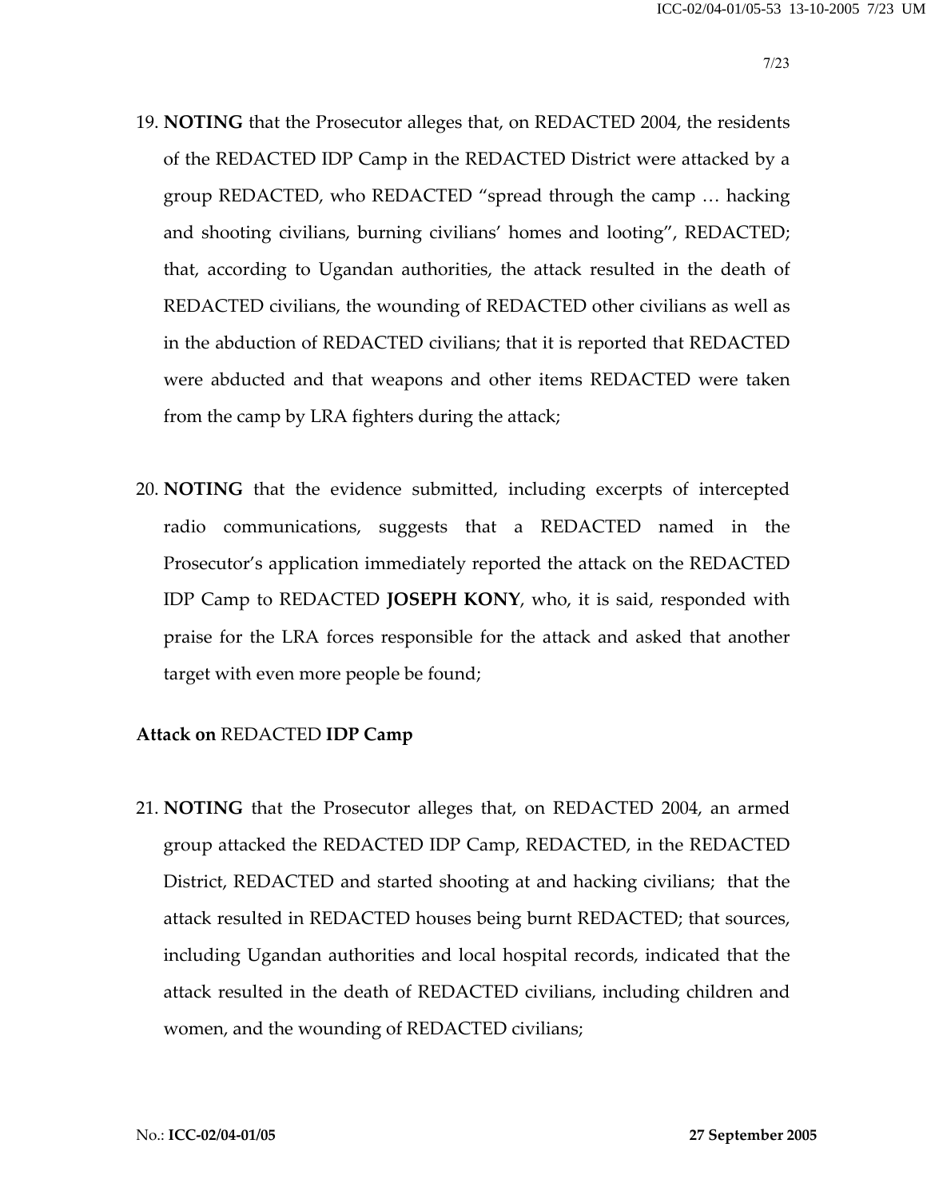19. **NOTING** that the Prosecutor alleges that, on REDACTED 2004, the residents of the REDACTED IDP Camp in the REDACTED District were attacked by a group REDACTED, who REDACTED "spread through the camp … hacking and shooting civilians, burning civilians' homes and looting", REDACTED; that, according to Ugandan authorities, the attack resulted in the death of REDACTED civilians, the wounding of REDACTED other civilians as well as in the abduction of REDACTED civilians; that it is reported that REDACTED were abducted and that weapons and other items REDACTED were taken from the camp by LRA fighters during the attack;

20. **NOTING** that the evidence submitted, including excerpts of intercepted radio communications, suggests that a REDACTED named in the Prosecutor's application immediately reported the attack on the REDACTED IDP Camp to REDACTED **JOSEPH KONY**, who, it is said, responded with praise for the LRA forces responsible for the attack and asked that another target with even more people be found;

**Attack on** REDACTED **IDP Camp**

21. **NOTING** that the Prosecutor alleges that, on REDACTED 2004, an armed group attacked the REDACTED IDP Camp, REDACTED, in the REDACTED District, REDACTED and started shooting at and hacking civilians; that the attack resulted in REDACTED houses being burnt REDACTED; that sources, including Ugandan authorities and local hospital records, indicated that the attack resulted in the death of REDACTED civilians, including children and women, and the wounding of REDACTED civilians;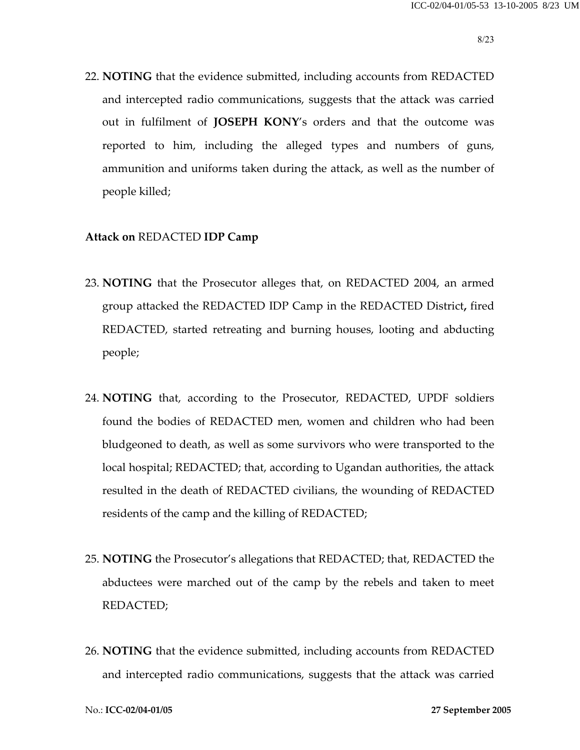22. **NOTING** that the evidence submitted, including accounts from REDACTED and intercepted radio communications, suggests that the attack was carried out in fulfilment of **JOSEPH KONY**'s orders and that the outcome was reported to him, including the alleged types and numbers of guns, ammunition and uniforms taken during the attack, as well as the number of people killed;

**Attack on** REDACTED **IDP Camp**

23. **NOTING** that the Prosecutor alleges that, on REDACTED 2004, an armed group attacked the REDACTED IDP Camp in the REDACTED District**,** fired REDACTED, started retreating and burning houses, looting and abducting people;

24. **NOTING** that, according to the Prosecutor, REDACTED, UPDF soldiers found the bodies of REDACTED men, women and children who had been bludgeoned to death, as well as some survivors who were transported to the local hospital; REDACTED; that, according to Ugandan authorities, the attack resulted in the death of REDACTED civilians, the wounding of REDACTED residents of the camp and the killing of REDACTED;

25. **NOTING** the Prosecutor's allegations that REDACTED; that, REDACTED the abductees were marched out of the camp by the rebels and taken to meet REDACTED;

26. **NOTING** that the evidence submitted, including accounts from REDACTED and intercepted radio communications, suggests that the attack was carried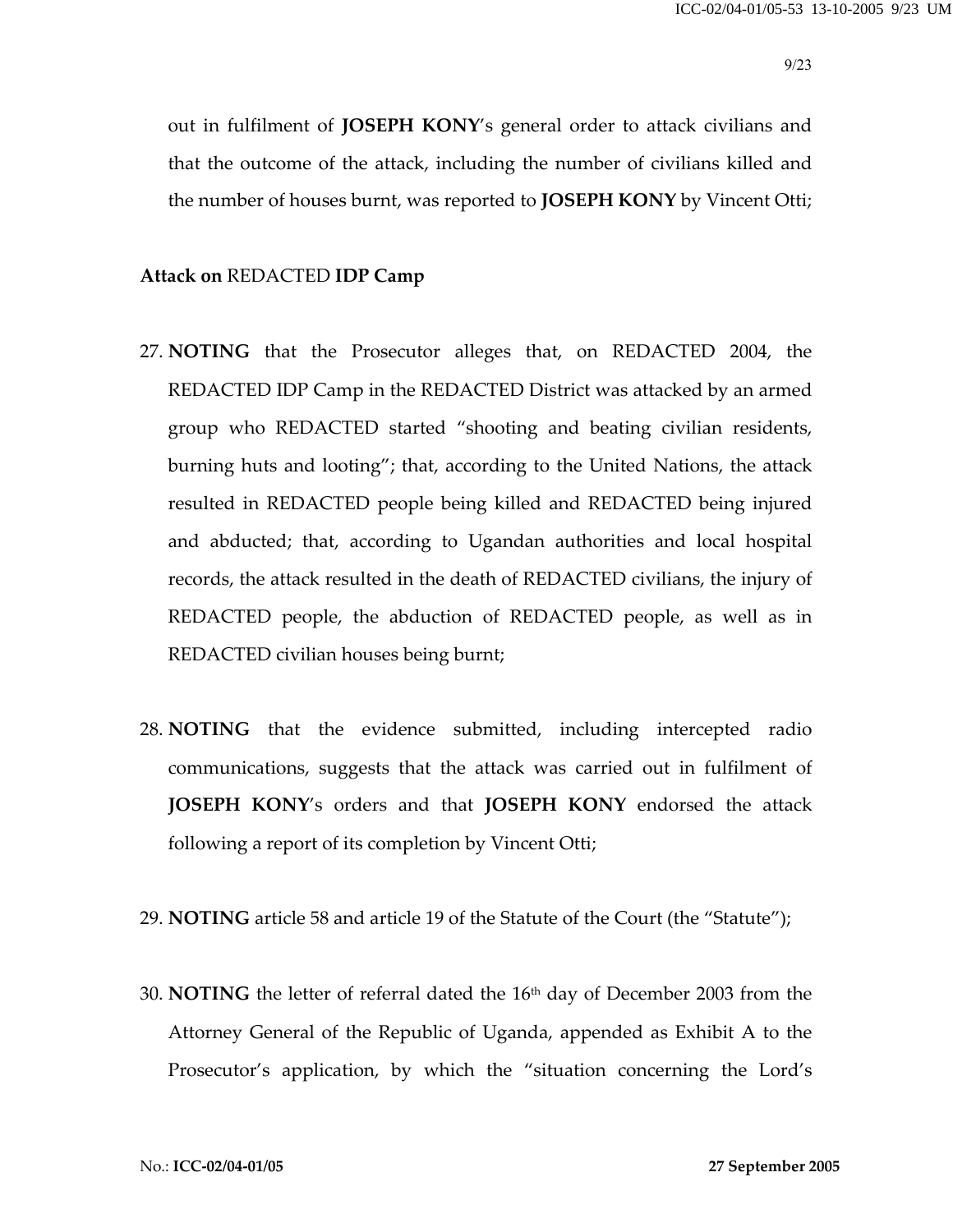out in fulfilment of **JOSEPH KONY**'s general order to attack civilians and that the outcome of the attack, including the number of civilians killed and the number of houses burnt, was reported to **JOSEPH KONY** by Vincent Otti;

**Attack on** REDACTED **IDP Camp**

27. **NOTING** that the Prosecutor alleges that, on REDACTED 2004, the REDACTED IDP Camp in the REDACTED District was attacked by an armed group who REDACTED started "shooting and beating civilian residents, burning huts and looting"; that, according to the United Nations, the attack resulted in REDACTED people being killed and REDACTED being injured and abducted; that, according to Ugandan authorities and local hospital records, the attack resulted in the death of REDACTED civilians, the injury of REDACTED people, the abduction of REDACTED people, as well as in REDACTED civilian houses being burnt;

28. **NOTING** that the evidence submitted, including intercepted radio communications, suggests that the attack was carried out in fulfilment of **JOSEPH KONY**'s orders and that **JOSEPH KONY** endorsed the attack following a report of its completion by Vincent Otti;

29. **NOTING** article 58 and article 19 of the Statute of the Court (the "Statute");

30. **NOTING** the letter of referral dated the 16th day of December 2003 from the Attorney General of the Republic of Uganda, appended as Exhibit A to the Prosecutor's application, by which the "situation concerning the Lord's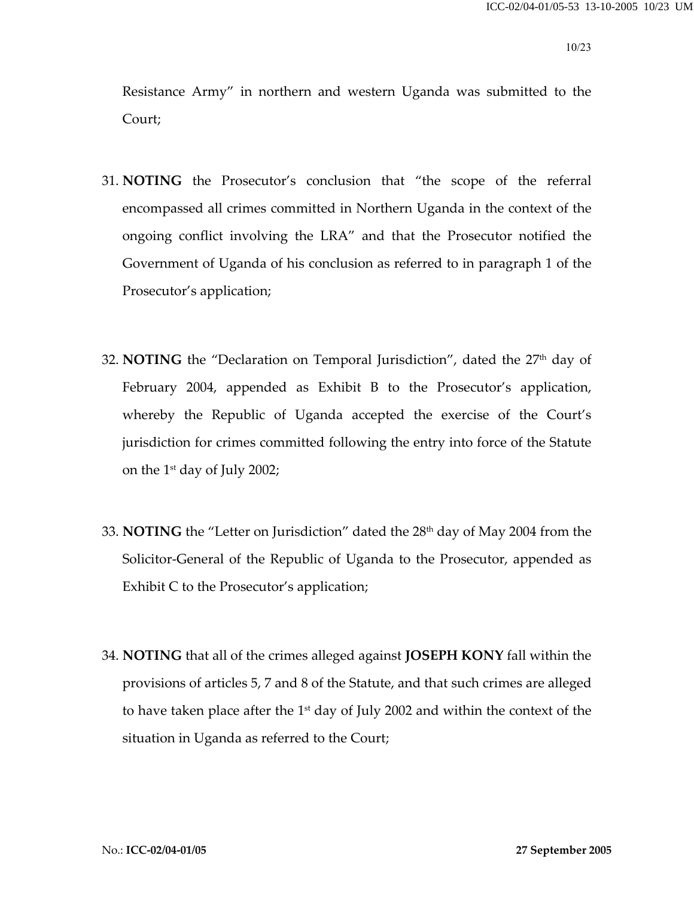Resistance Army" in northern and western Uganda was submitted to the Court;

31. **NOTING** the Prosecutor's conclusion that "the scope of the referral encompassed all crimes committed in Northern Uganda in the context of the ongoing conflict involving the LRA" and that the Prosecutor notified the Government of Uganda of his conclusion as referred to in paragraph 1 of the Prosecutor's application;

32. **NOTING** the "Declaration on Temporal Jurisdiction", dated the 27th day of February 2004, appended as Exhibit B to the Prosecutor's application, whereby the Republic of Uganda accepted the exercise of the Court's jurisdiction for crimes committed following the entry into force of the Statute on the 1st day of July 2002;

33. **NOTING** the "Letter on Jurisdiction" dated the 28th day of May 2004 from the Solicitor-General of the Republic of Uganda to the Prosecutor, appended as Exhibit C to the Prosecutor's application;

34. **NOTING** that all of the crimes alleged against **JOSEPH KONY** fall within the provisions of articles 5, 7 and 8 of the Statute, and that such crimes are alleged to have taken place after the 1st day of July 2002 and within the context of the situation in Uganda as referred to the Court;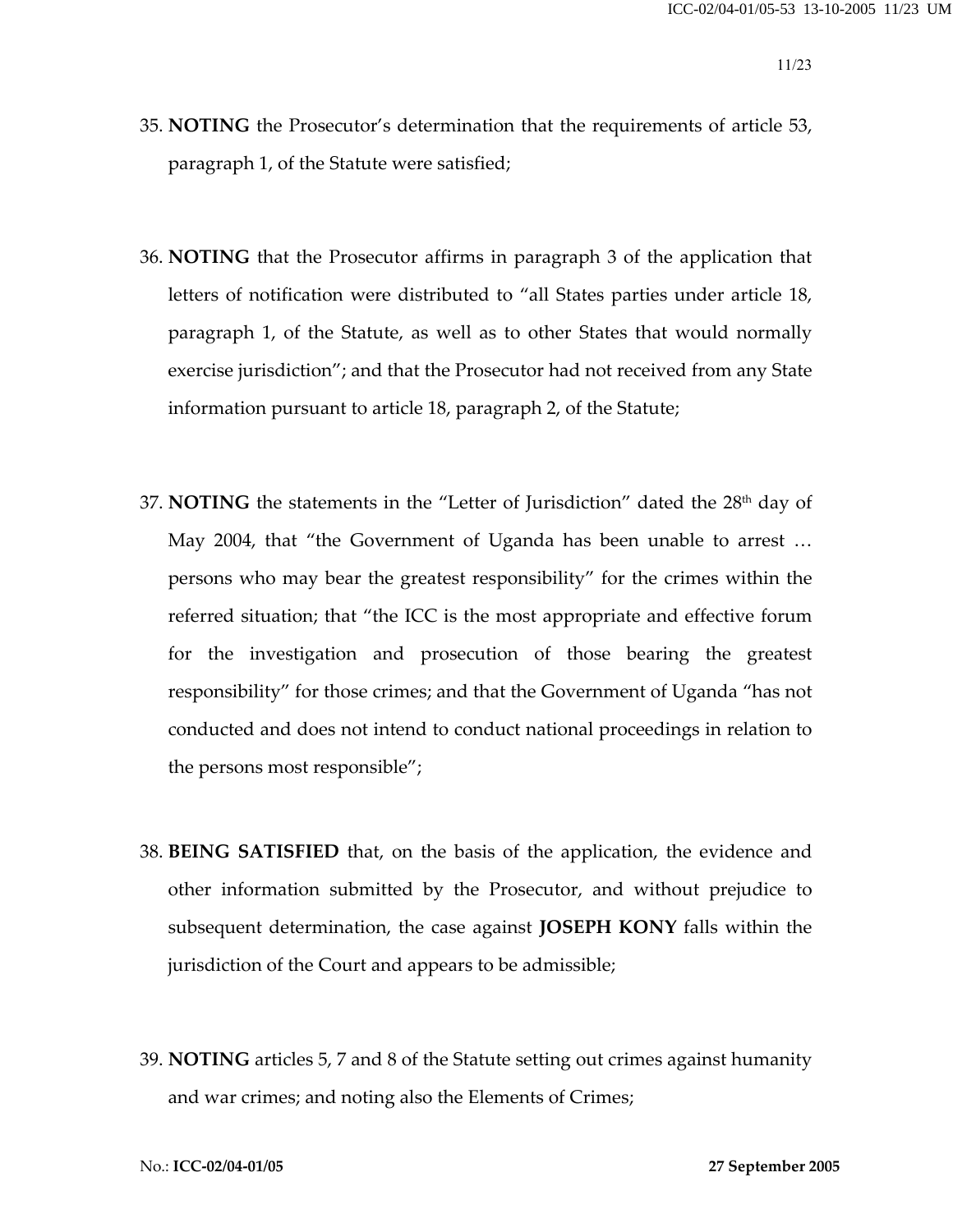35. **NOTING** the Prosecutor's determination that the requirements of article 53, paragraph 1, of the Statute were satisfied;

36. **NOTING** that the Prosecutor affirms in paragraph 3 of the application that letters of notification were distributed to "all States parties under article 18, paragraph 1, of the Statute, as well as to other States that would normally exercise jurisdiction"; and that the Prosecutor had not received from any State information pursuant to article 18, paragraph 2, of the Statute;

37. **NOTING** the statements in the "Letter of Jurisdiction" dated the 28th day of May 2004, that "the Government of Uganda has been unable to arrest … persons who may bear the greatest responsibility" for the crimes within the referred situation; that "the ICC is the most appropriate and effective forum for the investigation and prosecution of those bearing the greatest responsibility" for those crimes; and that the Government of Uganda "has not conducted and does not intend to conduct national proceedings in relation to the persons most responsible";

38. **BEING SATISFIED** that, on the basis of the application, the evidence and other information submitted by the Prosecutor, and without prejudice to subsequent determination, the case against **JOSEPH KONY** falls within the jurisdiction of the Court and appears to be admissible;

39. **NOTING** articles 5, 7 and 8 of the Statute setting out crimes against humanity and war crimes; and noting also the Elements of Crimes;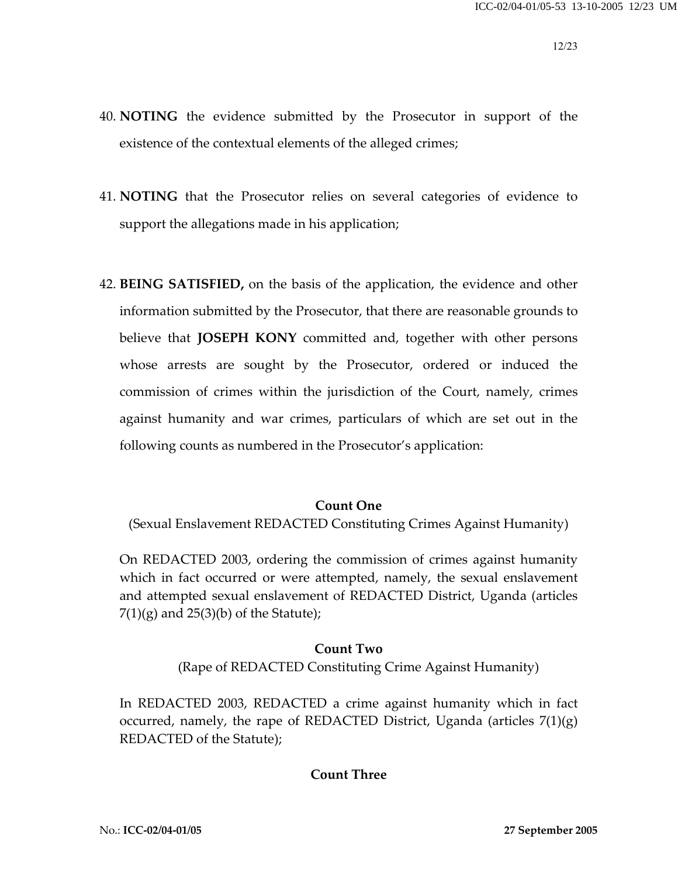40. **NOTING** the evidence submitted by the Prosecutor in support of the existence of the contextual elements of the alleged crimes;

41. **NOTING** that the Prosecutor relies on several categories of evidence to support the allegations made in his application;

42. **BEING SATISFIED,** on the basis of the application, the evidence and other information submitted by the Prosecutor, that there are reasonable grounds to believe that **JOSEPH KONY** committed and, together with other persons whose arrests are sought by the Prosecutor, ordered or induced the commission of crimes within the jurisdiction of the Court, namely, crimes against humanity and war crimes, particulars of which are set out in the following counts as numbered in the Prosecutor's application:

**Count One**

(Sexual Enslavement REDACTED Constituting Crimes Against Humanity)

On REDACTED 2003, ordering the commission of crimes against humanity which in fact occurred or were attempted, namely, the sexual enslavement and attempted sexual enslavement of REDACTED District, Uganda (articles 7(1)(g) and 25(3)(b) of the Statute);

**Count Two**

(Rape of REDACTED Constituting Crime Against Humanity)

In REDACTED 2003, REDACTED a crime against humanity which in fact occurred, namely, the rape of REDACTED District, Uganda (articles 7(1)(g) REDACTED of the Statute);

**Count Three**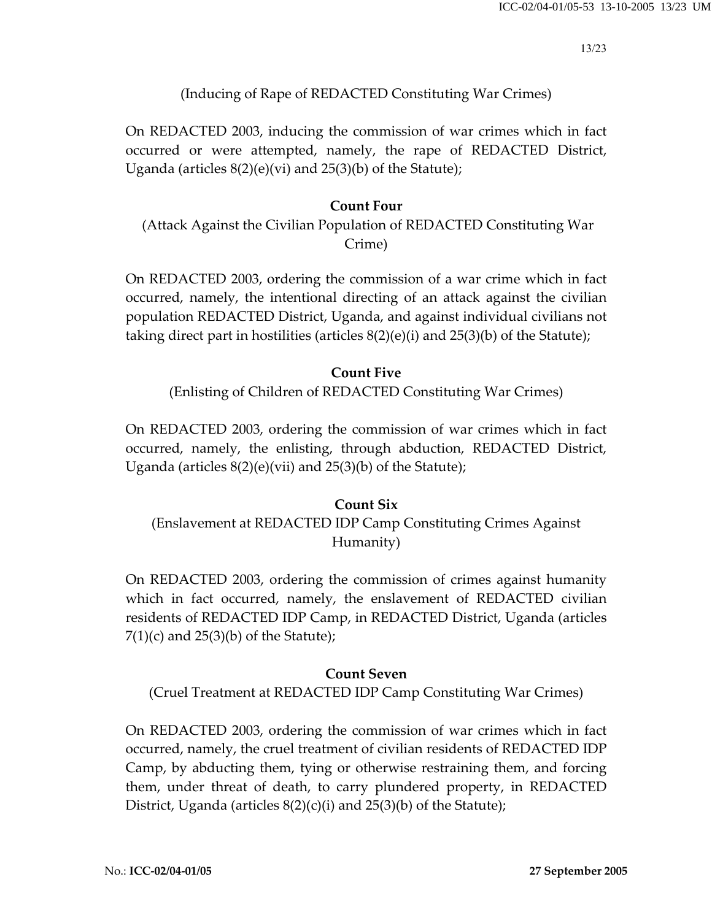(Inducing of Rape of REDACTED Constituting War Crimes)

On REDACTED 2003, inducing the commission of war crimes which in fact occurred or were attempted, namely, the rape of REDACTED District, Uganda (articles 8(2)(e)(vi) and 25(3)(b) of the Statute);

**Count Four**

(Attack Against the Civilian Population of REDACTED Constituting War Crime)

On REDACTED 2003, ordering the commission of a war crime which in fact occurred, namely, the intentional directing of an attack against the civilian population REDACTED District, Uganda, and against individual civilians not taking direct part in hostilities (articles 8(2)(e)(i) and 25(3)(b) of the Statute);

**Count Five**

(Enlisting of Children of REDACTED Constituting War Crimes)

On REDACTED 2003, ordering the commission of war crimes which in fact occurred, namely, the enlisting, through abduction, REDACTED District, Uganda (articles 8(2)(e)(vii) and 25(3)(b) of the Statute);

**Count Six**

(Enslavement at REDACTED IDP Camp Constituting Crimes Against Humanity)

On REDACTED 2003, ordering the commission of crimes against humanity which in fact occurred, namely, the enslavement of REDACTED civilian residents of REDACTED IDP Camp, in REDACTED District, Uganda (articles 7(1)(c) and 25(3)(b) of the Statute);

**Count Seven**

(Cruel Treatment at REDACTED IDP Camp Constituting War Crimes)

On REDACTED 2003, ordering the commission of war crimes which in fact occurred, namely, the cruel treatment of civilian residents of REDACTED IDP Camp, by abducting them, tying or otherwise restraining them, and forcing them, under threat of death, to carry plundered property, in REDACTED District, Uganda (articles 8(2)(c)(i) and 25(3)(b) of the Statute);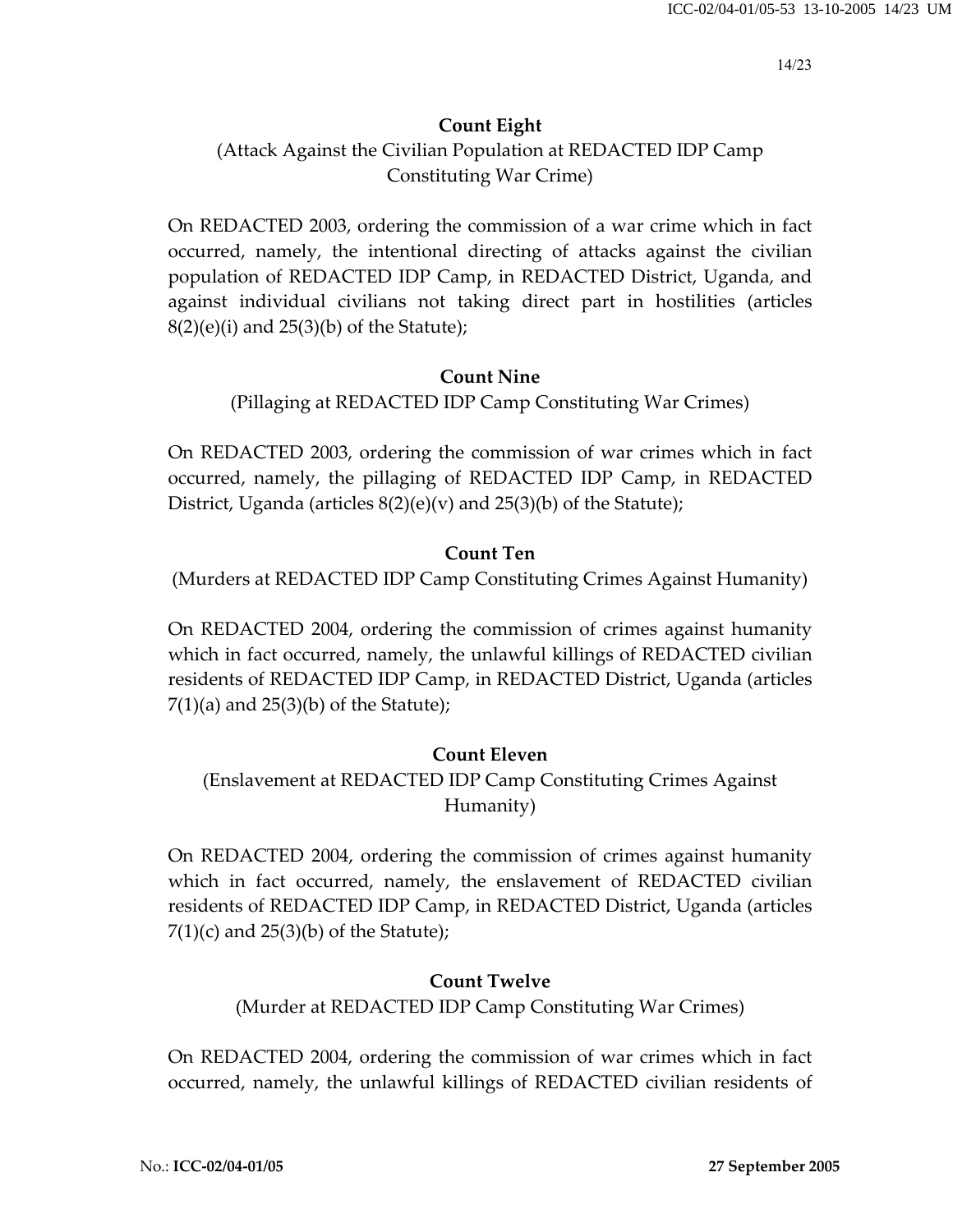**Count Eight**

(Attack Against the Civilian Population at REDACTED IDP Camp Constituting War Crime)

On REDACTED 2003, ordering the commission of a war crime which in fact occurred, namely, the intentional directing of attacks against the civilian population of REDACTED IDP Camp, in REDACTED District, Uganda, and against individual civilians not taking direct part in hostilities (articles 8(2)(e)(i) and 25(3)(b) of the Statute);

**Count Nine**

(Pillaging at REDACTED IDP Camp Constituting War Crimes)

On REDACTED 2003, ordering the commission of war crimes which in fact occurred, namely, the pillaging of REDACTED IDP Camp, in REDACTED District, Uganda (articles 8(2)(e)(v) and 25(3)(b) of the Statute);

**Count Ten**

(Murders at REDACTED IDP Camp Constituting Crimes Against Humanity)

On REDACTED 2004, ordering the commission of crimes against humanity which in fact occurred, namely, the unlawful killings of REDACTED civilian residents of REDACTED IDP Camp, in REDACTED District, Uganda (articles 7(1)(a) and 25(3)(b) of the Statute);

**Count Eleven**

(Enslavement at REDACTED IDP Camp Constituting Crimes Against Humanity)

On REDACTED 2004, ordering the commission of crimes against humanity which in fact occurred, namely, the enslavement of REDACTED civilian residents of REDACTED IDP Camp, in REDACTED District, Uganda (articles 7(1)(c) and 25(3)(b) of the Statute);

**Count Twelve**

(Murder at REDACTED IDP Camp Constituting War Crimes)

On REDACTED 2004, ordering the commission of war crimes which in fact occurred, namely, the unlawful killings of REDACTED civilian residents of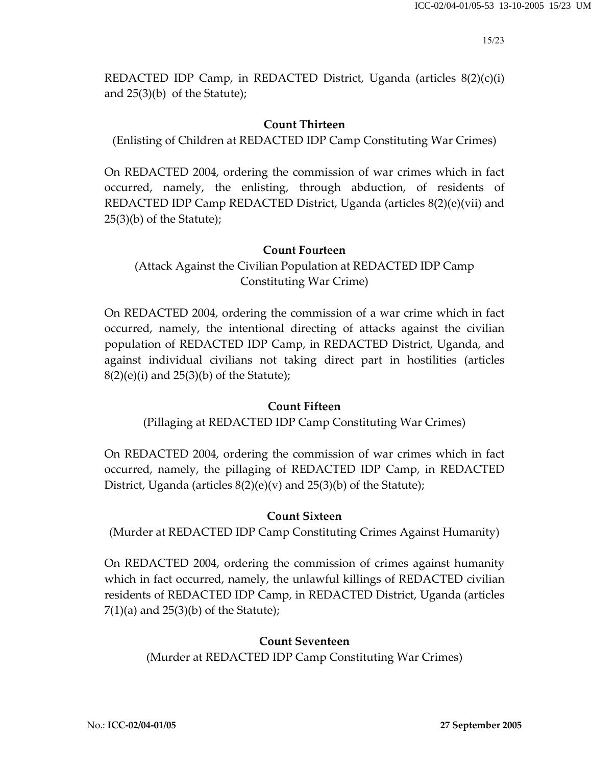REDACTED IDP Camp, in REDACTED District, Uganda (articles 8(2)(c)(i) and 25(3)(b) of the Statute);

**Count Thirteen**

(Enlisting of Children at REDACTED IDP Camp Constituting War Crimes)

On REDACTED 2004, ordering the commission of war crimes which in fact occurred, namely, the enlisting, through abduction, of residents of REDACTED IDP Camp REDACTED District, Uganda (articles 8(2)(e)(vii) and 25(3)(b) of the Statute);

**Count Fourteen**

(Attack Against the Civilian Population at REDACTED IDP Camp Constituting War Crime)

On REDACTED 2004, ordering the commission of a war crime which in fact occurred, namely, the intentional directing of attacks against the civilian population of REDACTED IDP Camp, in REDACTED District, Uganda, and against individual civilians not taking direct part in hostilities (articles 8(2)(e)(i) and 25(3)(b) of the Statute);

**Count Fifteen**

(Pillaging at REDACTED IDP Camp Constituting War Crimes)

On REDACTED 2004, ordering the commission of war crimes which in fact occurred, namely, the pillaging of REDACTED IDP Camp, in REDACTED District, Uganda (articles 8(2)(e)(v) and 25(3)(b) of the Statute);

**Count Sixteen**

(Murder at REDACTED IDP Camp Constituting Crimes Against Humanity)

On REDACTED 2004, ordering the commission of crimes against humanity which in fact occurred, namely, the unlawful killings of REDACTED civilian residents of REDACTED IDP Camp, in REDACTED District, Uganda (articles 7(1)(a) and 25(3)(b) of the Statute);

**Count Seventeen**

(Murder at REDACTED IDP Camp Constituting War Crimes)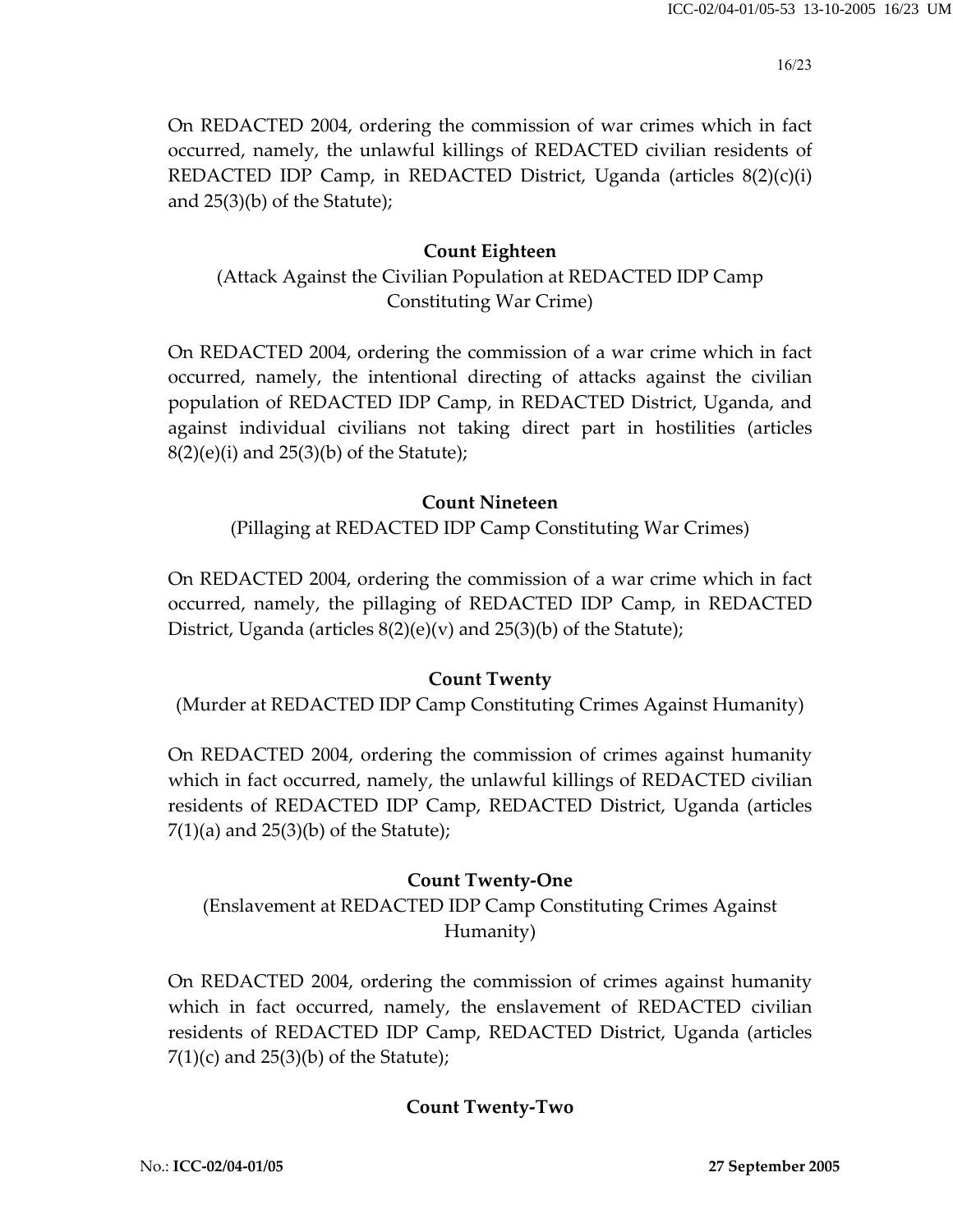On REDACTED 2004, ordering the commission of war crimes which in fact occurred, namely, the unlawful killings of REDACTED civilian residents of REDACTED IDP Camp, in REDACTED District, Uganda (articles 8(2)(c)(i) and 25(3)(b) of the Statute);

**Count Eighteen**

(Attack Against the Civilian Population at REDACTED IDP Camp Constituting War Crime)

On REDACTED 2004, ordering the commission of a war crime which in fact occurred, namely, the intentional directing of attacks against the civilian population of REDACTED IDP Camp, in REDACTED District, Uganda, and against individual civilians not taking direct part in hostilities (articles 8(2)(e)(i) and 25(3)(b) of the Statute);

**Count Nineteen**

(Pillaging at REDACTED IDP Camp Constituting War Crimes)

On REDACTED 2004, ordering the commission of a war crime which in fact occurred, namely, the pillaging of REDACTED IDP Camp, in REDACTED District, Uganda (articles 8(2)(e)(v) and 25(3)(b) of the Statute);

**Count Twenty**

(Murder at REDACTED IDP Camp Constituting Crimes Against Humanity)

On REDACTED 2004, ordering the commission of crimes against humanity which in fact occurred, namely, the unlawful killings of REDACTED civilian residents of REDACTED IDP Camp, REDACTED District, Uganda (articles 7(1)(a) and 25(3)(b) of the Statute);

**Count Twenty-One**

(Enslavement at REDACTED IDP Camp Constituting Crimes Against Humanity)

On REDACTED 2004, ordering the commission of crimes against humanity which in fact occurred, namely, the enslavement of REDACTED civilian residents of REDACTED IDP Camp, REDACTED District, Uganda (articles 7(1)(c) and 25(3)(b) of the Statute);

**Count Twenty-Two**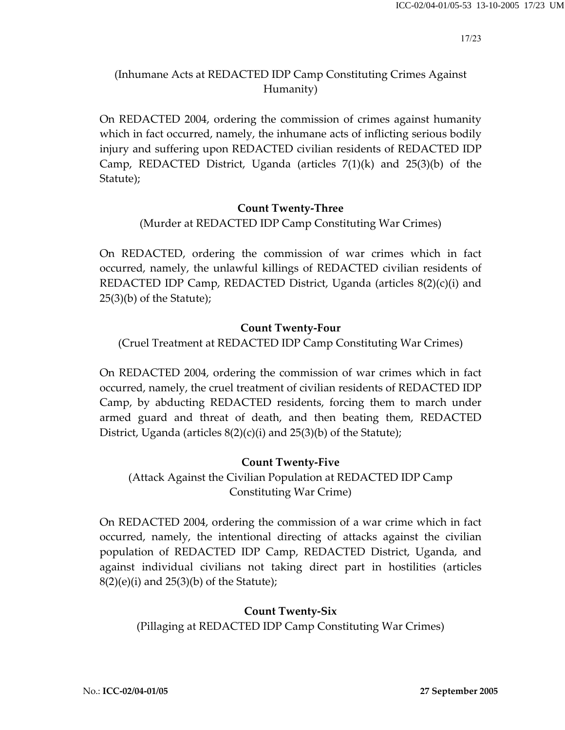(Inhumane Acts at REDACTED IDP Camp Constituting Crimes Against Humanity)

On REDACTED 2004, ordering the commission of crimes against humanity which in fact occurred, namely, the inhumane acts of inflicting serious bodily injury and suffering upon REDACTED civilian residents of REDACTED IDP Camp, REDACTED District, Uganda (articles 7(1)(k) and 25(3)(b) of the Statute);

**Count Twenty-Three**

(Murder at REDACTED IDP Camp Constituting War Crimes)

On REDACTED, ordering the commission of war crimes which in fact occurred, namely, the unlawful killings of REDACTED civilian residents of REDACTED IDP Camp, REDACTED District, Uganda (articles 8(2)(c)(i) and 25(3)(b) of the Statute);

**Count Twenty-Four**

(Cruel Treatment at REDACTED IDP Camp Constituting War Crimes)

On REDACTED 2004, ordering the commission of war crimes which in fact occurred, namely, the cruel treatment of civilian residents of REDACTED IDP Camp, by abducting REDACTED residents, forcing them to march under armed guard and threat of death, and then beating them, REDACTED District, Uganda (articles 8(2)(c)(i) and 25(3)(b) of the Statute);

**Count Twenty-Five**

(Attack Against the Civilian Population at REDACTED IDP Camp Constituting War Crime)

On REDACTED 2004, ordering the commission of a war crime which in fact occurred, namely, the intentional directing of attacks against the civilian population of REDACTED IDP Camp, REDACTED District, Uganda, and against individual civilians not taking direct part in hostilities (articles 8(2)(e)(i) and 25(3)(b) of the Statute);

**Count Twenty-Six**

(Pillaging at REDACTED IDP Camp Constituting War Crimes)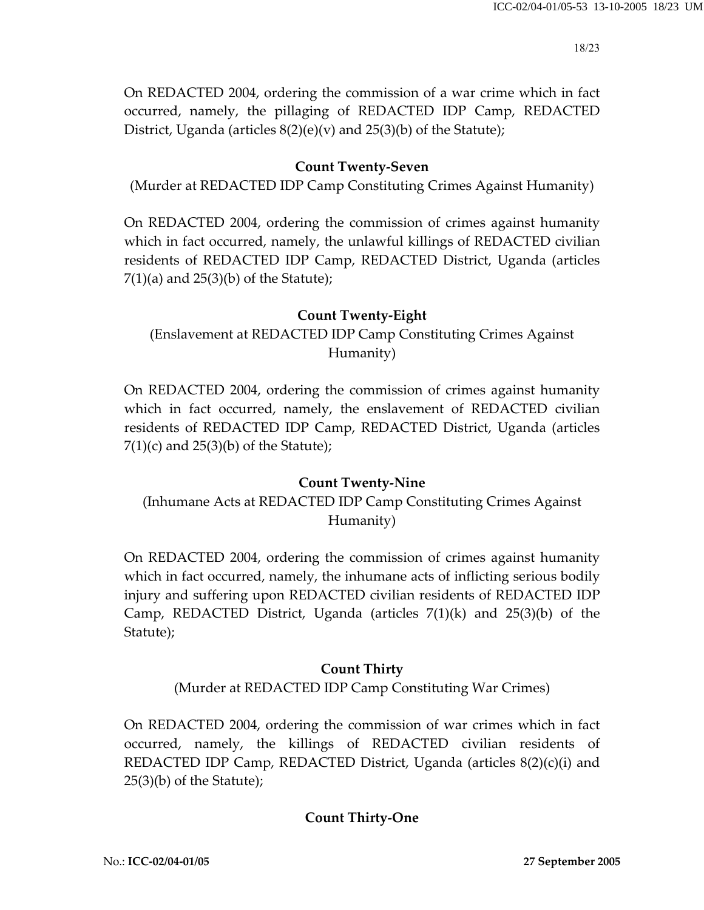On REDACTED 2004, ordering the commission of a war crime which in fact occurred, namely, the pillaging of REDACTED IDP Camp, REDACTED District, Uganda (articles 8(2)(e)(v) and 25(3)(b) of the Statute);

**Count Twenty-Seven**

(Murder at REDACTED IDP Camp Constituting Crimes Against Humanity)

On REDACTED 2004, ordering the commission of crimes against humanity which in fact occurred, namely, the unlawful killings of REDACTED civilian residents of REDACTED IDP Camp, REDACTED District, Uganda (articles 7(1)(a) and 25(3)(b) of the Statute);

**Count Twenty-Eight**

(Enslavement at REDACTED IDP Camp Constituting Crimes Against Humanity)

On REDACTED 2004, ordering the commission of crimes against humanity which in fact occurred, namely, the enslavement of REDACTED civilian residents of REDACTED IDP Camp, REDACTED District, Uganda (articles 7(1)(c) and 25(3)(b) of the Statute);

**Count Twenty-Nine**

(Inhumane Acts at REDACTED IDP Camp Constituting Crimes Against Humanity)

On REDACTED 2004, ordering the commission of crimes against humanity which in fact occurred, namely, the inhumane acts of inflicting serious bodily injury and suffering upon REDACTED civilian residents of REDACTED IDP Camp, REDACTED District, Uganda (articles 7(1)(k) and 25(3)(b) of the Statute);

**Count Thirty**

(Murder at REDACTED IDP Camp Constituting War Crimes)

On REDACTED 2004, ordering the commission of war crimes which in fact occurred, namely, the killings of REDACTED civilian residents of REDACTED IDP Camp, REDACTED District, Uganda (articles 8(2)(c)(i) and 25(3)(b) of the Statute);

**Count Thirty-One**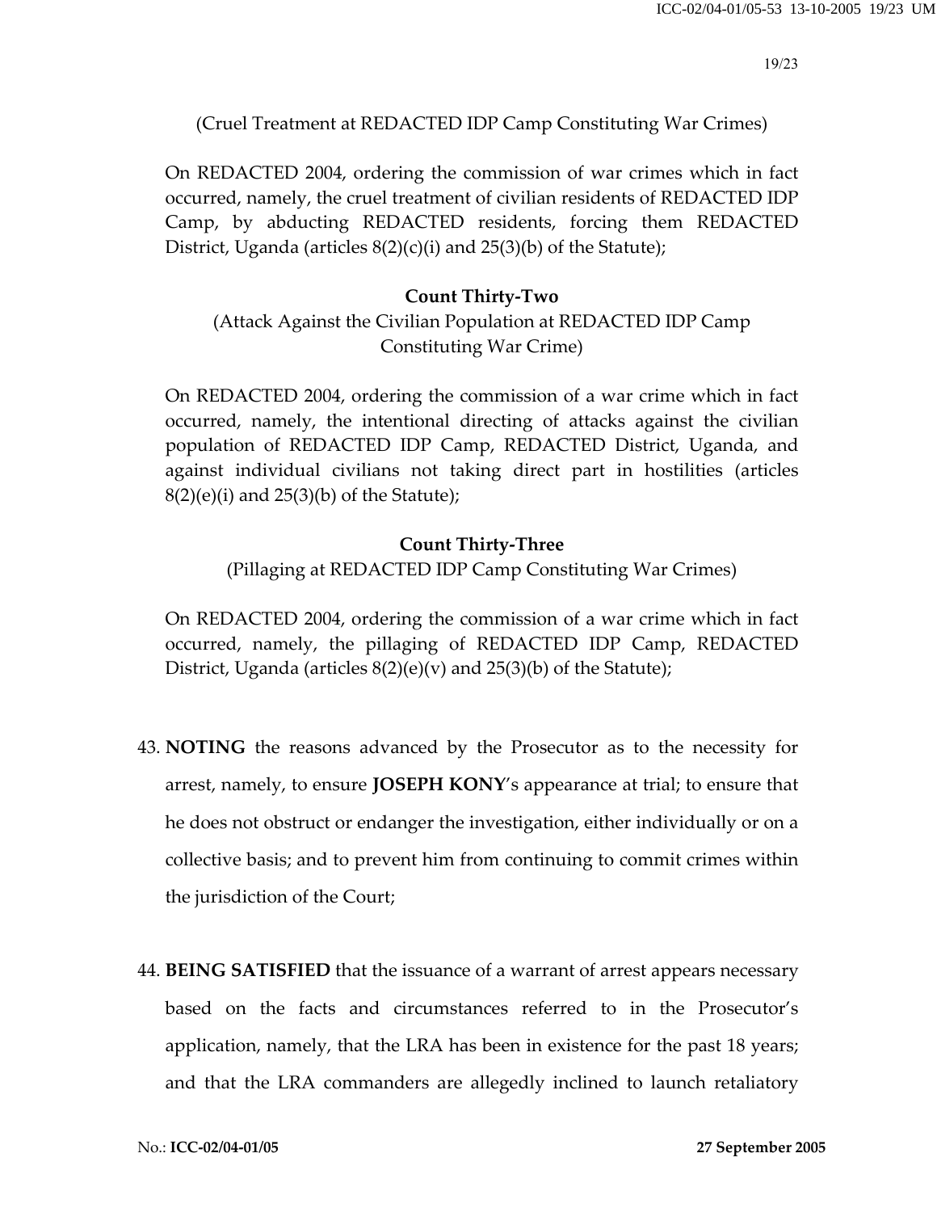(Cruel Treatment at REDACTED IDP Camp Constituting War Crimes)

On REDACTED 2004, ordering the commission of war crimes which in fact occurred, namely, the cruel treatment of civilian residents of REDACTED IDP Camp, by abducting REDACTED residents, forcing them REDACTED District, Uganda (articles 8(2)(c)(i) and 25(3)(b) of the Statute);

**Count Thirty-Two**

(Attack Against the Civilian Population at REDACTED IDP Camp Constituting War Crime)

On REDACTED 2004, ordering the commission of a war crime which in fact occurred, namely, the intentional directing of attacks against the civilian population of REDACTED IDP Camp, REDACTED District, Uganda, and against individual civilians not taking direct part in hostilities (articles 8(2)(e)(i) and 25(3)(b) of the Statute);

**Count Thirty-Three**

(Pillaging at REDACTED IDP Camp Constituting War Crimes)

On REDACTED 2004, ordering the commission of a war crime which in fact occurred, namely, the pillaging of REDACTED IDP Camp, REDACTED District, Uganda (articles 8(2)(e)(v) and 25(3)(b) of the Statute);

43. **NOTING** the reasons advanced by the Prosecutor as to the necessity for arrest, namely, to ensure **JOSEPH KONY**'s appearance at trial; to ensure that he does not obstruct or endanger the investigation, either individually or on a collective basis; and to prevent him from continuing to commit crimes within the jurisdiction of the Court;

44. **BEING SATISFIED** that the issuance of a warrant of arrest appears necessary based on the facts and circumstances referred to in the Prosecutor's application, namely, that the LRA has been in existence for the past 18 years; and that the LRA commanders are allegedly inclined to launch retaliatory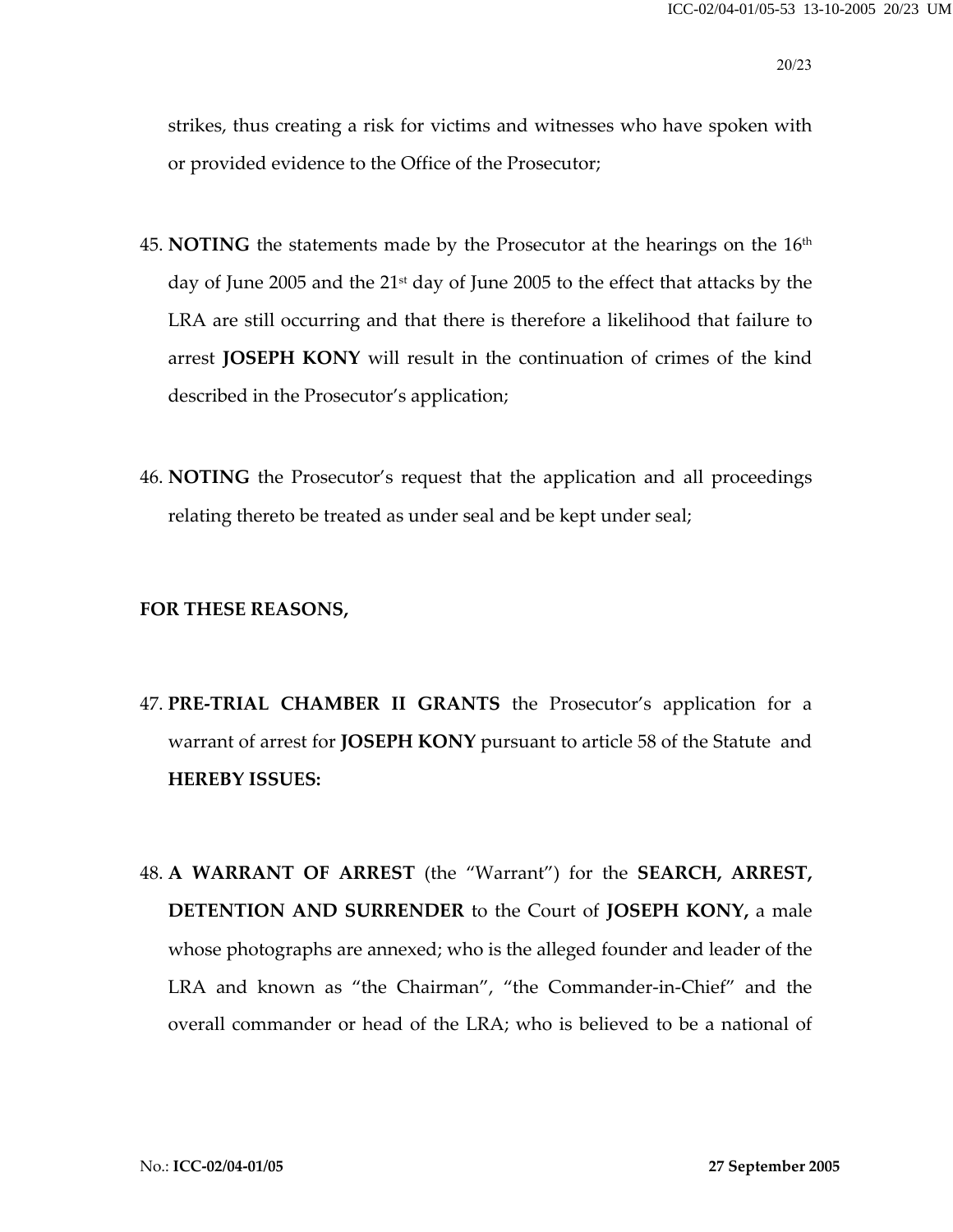strikes, thus creating a risk for victims and witnesses who have spoken with or provided evidence to the Office of the Prosecutor;

45. **NOTING** the statements made by the Prosecutor at the hearings on the 16th day of June 2005 and the 21st day of June 2005 to the effect that attacks by the LRA are still occurring and that there is therefore a likelihood that failure to arrest **JOSEPH KONY** will result in the continuation of crimes of the kind described in the Prosecutor's application;

46. **NOTING** the Prosecutor's request that the application and all proceedings relating thereto be treated as under seal and be kept under seal;

**FOR THESE REASONS,**

47. **PRE-TRIAL CHAMBER II GRANTS** the Prosecutor's application for a warrant of arrest for **JOSEPH KONY** pursuant to article 58 of the Statute and **HEREBY ISSUES:**

48. **A WARRANT OF ARREST** (the "Warrant") for the **SEARCH, ARREST, DETENTION AND SURRENDER** to the Court of **JOSEPH KONY,** a male whose photographs are annexed; who is the alleged founder and leader of the LRA and known as "the Chairman", "the Commander-in-Chief" and the overall commander or head of the LRA; who is believed to be a national of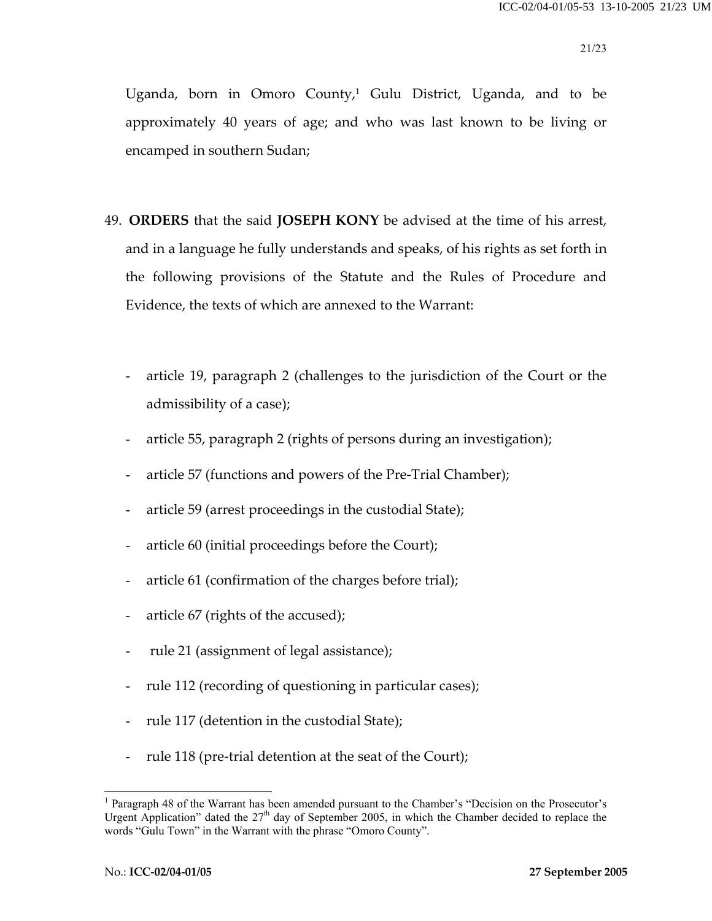Uganda, born in Omoro County,[1] Gulu District, Uganda, and to be approximately 40 years of age; and who was last known to be living or encamped in southern Sudan;

49. **ORDERS** that the said **JOSEPH KONY** be advised at the time of his arrest, and in a language he fully understands and speaks, of his rights as set forth in the following provisions of the Statute and the Rules of Procedure and Evidence, the texts of which are annexed to the Warrant:

- article 19, paragraph 2 (challenges to the jurisdiction of the Court or the admissibility of a case);
- article 55, paragraph 2 (rights of persons during an investigation);
- article 57 (functions and powers of the Pre-Trial Chamber);
- article 59 (arrest proceedings in the custodial State);
- article 60 (initial proceedings before the Court);
- article 61 (confirmation of the charges before trial);
- article 67 (rights of the accused);
- rule 21 (assignment of legal assistance);
- rule 112 (recording of questioning in particular cases);
- rule 117 (detention in the custodial State);
- rule 118 (pre-trial detention at the seat of the Court);

[1] Paragraph 48 of the Warrant has been amended pursuant to the Chamber's "Decision on the Prosecutor's Urgent Application" dated the 27th day of September 2005, in which the Chamber decided to replace the words "Gulu Town" in the Warrant with the phrase "Omoro County".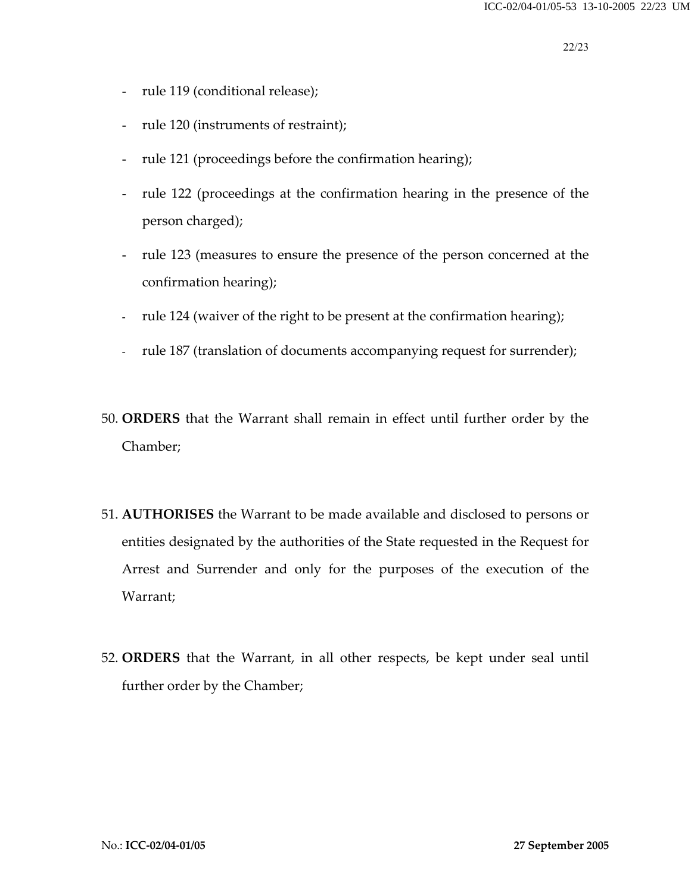- rule 119 (conditional release);
- rule 120 (instruments of restraint);
- rule 121 (proceedings before the confirmation hearing);
- rule 122 (proceedings at the confirmation hearing in the presence of the person charged);
- rule 123 (measures to ensure the presence of the person concerned at the confirmation hearing);
- rule 124 (waiver of the right to be present at the confirmation hearing);
- rule 187 (translation of documents accompanying request for surrender);

50. **ORDERS** that the Warrant shall remain in effect until further order by the Chamber;

51. **AUTHORISES** the Warrant to be made available and disclosed to persons or entities designated by the authorities of the State requested in the Request for Arrest and Surrender and only for the purposes of the execution of the Warrant;

52. **ORDERS** that the Warrant, in all other respects, be kept under seal until further order by the Chamber;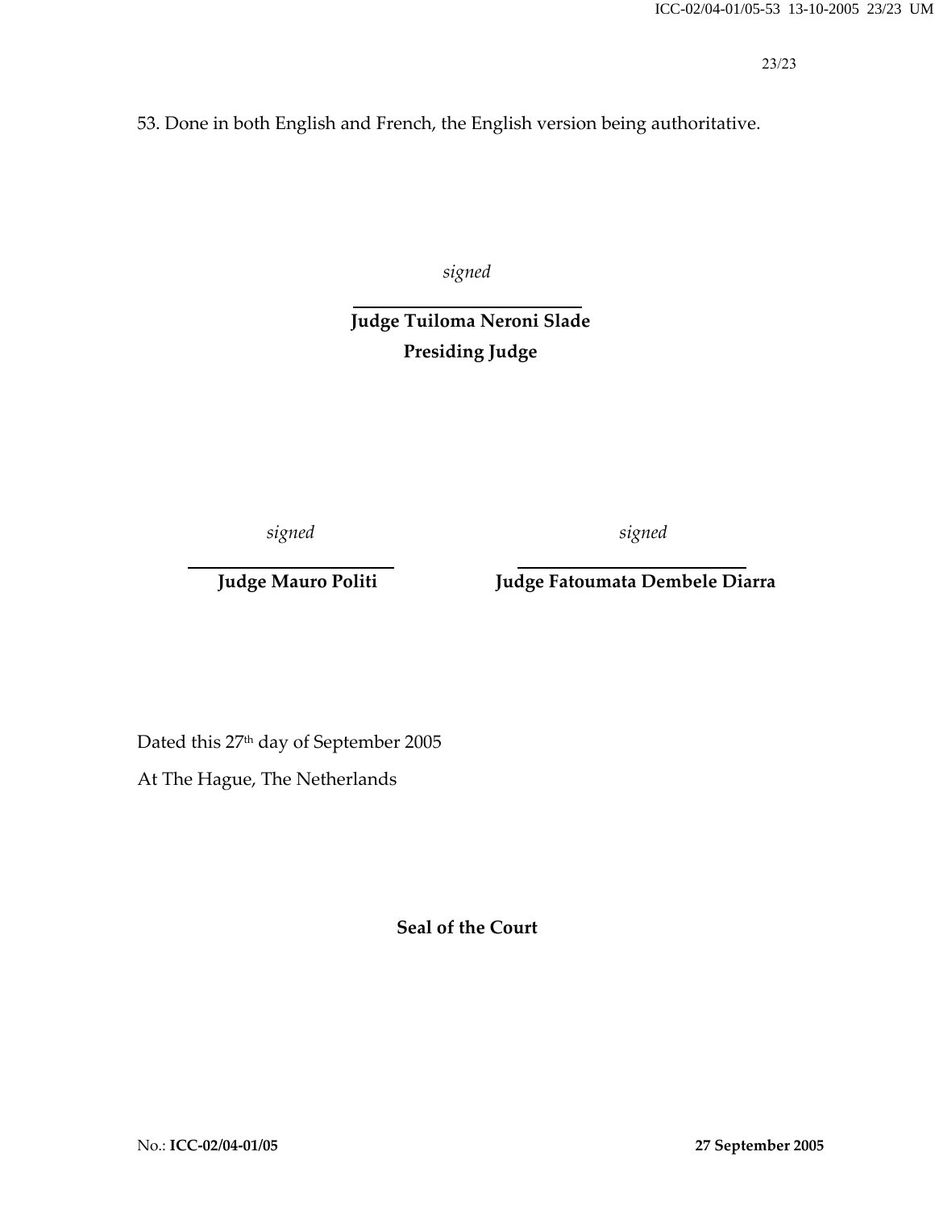53. Done in both English and French, the English version being authoritative.

*signed*

**Judge Tuiloma Neroni Slade**
**Presiding Judge**

*signed*

**Judge Mauro Politi**

*signed*

**Judge Fatoumata Dembele Diarra**

Dated this 27th day of September 2005

At The Hague, The Netherlands

**Seal of the Court**